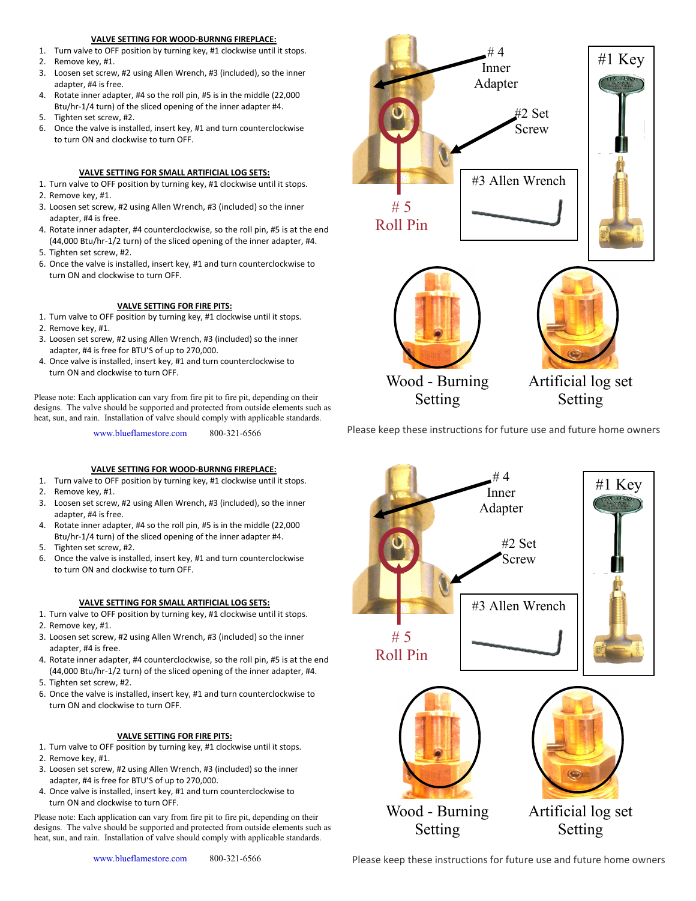### VALVE SETTING FOR WOOD-BURNNG FIREPLACE:

1. Turn valve to OFF position by turning key, #1 clockwise until it stops.
2. Remove key, #1.
3. Loosen set screw, #2 using Allen Wrench, #3 (included), so the inner adapter, #4 is free.
4. Rotate inner adapter, #4 so the roll pin, #5 is in the middle (22,000 Btu/hr-1/4 turn) of the sliced opening of the inner adapter #4.
5. Tighten set screw, #2.
6. Once the valve is installed, insert key, #1 and turn counterclockwise to turn ON and clockwise to turn OFF.

### VALVE SETTING FOR SMALL ARTIFICIAL LOG SETS:

1. Turn valve to OFF position by turning key, #1 clockwise until it stops.
2. Remove key, #1.
3. Loosen set screw, #2 using Allen Wrench, #3 (included) so the inner adapter, #4 is free.
4. Rotate inner adapter, #4 counterclockwise, so the roll pin, #5 is at the end (44,000 Btu/hr-1/2 turn) of the sliced opening of the inner adapter, #4.
5. Tighten set screw, #2.
6. Once the valve is installed, insert key, #1 and turn counterclockwise to turn ON and clockwise to turn OFF.

### VALVE SETTING FOR FIRE PITS:

1. Turn valve to OFF position by turning key, #1 clockwise until it stops.
2. Remove key, #1.
3. Loosen set screw, #2 using Allen Wrench, #3 (included) so the inner adapter, #4 is free for BTU'S of up to 270,000.
4. Once valve is installed, insert key, #1 and turn counterclockwise to turn ON and clockwise to turn OFF.

Please note: Each application can vary from fire pit to fire pit, depending on their designs. The valve should be supported and protected from outside elements such as heat, sun, and rain. Installation of valve should comply with applicable standards.

www.blueflamestore.com 800-321-6566

# 4 Inner Adapter

#2 Set Screw

#3 Allen Wrench

#1 Key

# 5 Roll Pin

Wood - Burning Setting

Artificial log set Setting

Please keep these instructions for future use and future home owners

---

### VALVE SETTING FOR WOOD-BURNNG FIREPLACE:

1. Turn valve to OFF position by turning key, #1 clockwise until it stops.
2. Remove key, #1.
3. Loosen set screw, #2 using Allen Wrench, #3 (included), so the inner adapter, #4 is free.
4. Rotate inner adapter, #4 so the roll pin, #5 is in the middle (22,000 Btu/hr-1/4 turn) of the sliced opening of the inner adapter #4.
5. Tighten set screw, #2.
6. Once the valve is installed, insert key, #1 and turn counterclockwise to turn ON and clockwise to turn OFF.

### VALVE SETTING FOR SMALL ARTIFICIAL LOG SETS:

1. Turn valve to OFF position by turning key, #1 clockwise until it stops.
2. Remove key, #1.
3. Loosen set screw, #2 using Allen Wrench, #3 (included) so the inner adapter, #4 is free.
4. Rotate inner adapter, #4 counterclockwise, so the roll pin, #5 is at the end (44,000 Btu/hr-1/2 turn) of the sliced opening of the inner adapter, #4.
5. Tighten set screw, #2.
6. Once the valve is installed, insert key, #1 and turn counterclockwise to turn ON and clockwise to turn OFF.

### VALVE SETTING FOR FIRE PITS:

1. Turn valve to OFF position by turning key, #1 clockwise until it stops.
2. Remove key, #1.
3. Loosen set screw, #2 using Allen Wrench, #3 (included) so the inner adapter, #4 is free for BTU'S of up to 270,000.
4. Once valve is installed, insert key, #1 and turn counterclockwise to turn ON and clockwise to turn OFF.

Please note: Each application can vary from fire pit to fire pit, depending on their designs. The valve should be supported and protected from outside elements such as heat, sun, and rain. Installation of valve should comply with applicable standards.

www.blueflamestore.com 800-321-6566

# 4 Inner Adapter

#2 Set Screw

#3 Allen Wrench

#1 Key

# 5 Roll Pin

Wood - Burning Setting

Artificial log set Setting

Please keep these instructions for future use and future home owners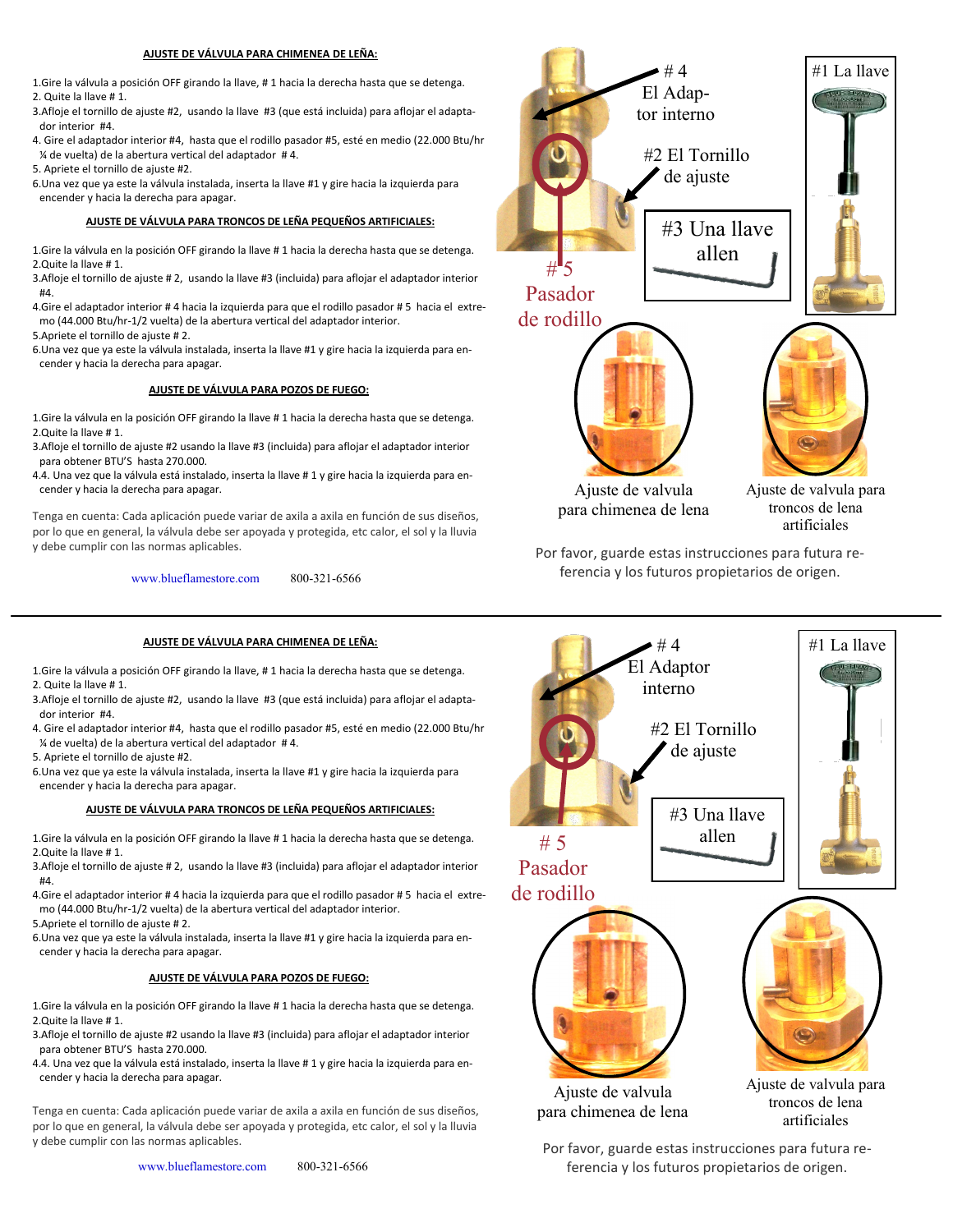### AJUSTE DE VÁLVULA PARA CHIMENEA DE LEÑA:

1. Gire la válvula a posición OFF girando la llave, # 1 hacia la derecha hasta que se detenga.
2. Quite la llave # 1.
3. Afloje el tornillo de ajuste #2, usando la llave #3 (que está incluida) para aflojar el adaptador interior #4.
4. Gire el adaptador interior #4, hasta que el rodillo pasador #5, esté en medio (22.000 Btu/hr ¼ de vuelta) de la abertura vertical del adaptador # 4.
5. Apriete el tornillo de ajuste #2.
6. Una vez que ya este la válvula instalada, inserta la llave #1 y gire hacia la izquierda para encender y hacia la derecha para apagar.

### AJUSTE DE VÁLVULA PARA TRONCOS DE LEÑA PEQUEÑOS ARTIFICIALES:

1. Gire la válvula en la posición OFF girando la llave # 1 hacia la derecha hasta que se detenga.
2. Quite la llave # 1.
3. Afloje el tornillo de ajuste # 2, usando la llave #3 (incluida) para aflojar el adaptador interior #4.
4. Gire el adaptador interior # 4 hacia la izquierda para que el rodillo pasador # 5 hacia el extremo (44.000 Btu/hr-1/2 vuelta) de la abertura vertical del adaptador interior.
5. Apriete el tornillo de ajuste # 2.
6. Una vez que ya este la válvula instalada, inserta la llave #1 y gire hacia la izquierda para encender y hacia la derecha para apagar.

### AJUSTE DE VÁLVULA PARA POZOS DE FUEGO:

1. Gire la válvula en la posición OFF girando la llave # 1 hacia la derecha hasta que se detenga.
2. Quite la llave # 1.
3. Afloje el tornillo de ajuste #2 usando la llave #3 (incluida) para aflojar el adaptador interior para obtener BTU'S hasta 270.000.
4. 4. Una vez que la válvula está instalado, inserta la llave # 1 y gire hacia la izquierda para encender y hacia la derecha para apagar.

Tenga en cuenta: Cada aplicación puede variar de axila a axila en función de sus diseños, por lo que en general, la válvula debe ser apoyada y protegida, etc calor, el sol y la lluvia y debe cumplir con las normas aplicables.

www.blueflamestore.com 800-321-6566

# 4 El Adaptor interno

#2 El Tornillo de ajuste

#3 Una llave allen

#1 La llave

# 5 Pasador de rodillo

Ajuste de valvula para chimenea de lena

Ajuste de valvula para troncos de lena artificiales

Por favor, guarde estas instrucciones para futura referencia y los futuros propietarios de origen.

---

### AJUSTE DE VÁLVULA PARA CHIMENEA DE LEÑA:

1. Gire la válvula a posición OFF girando la llave, # 1 hacia la derecha hasta que se detenga.
2. Quite la llave # 1.
3. Afloje el tornillo de ajuste #2, usando la llave #3 (que está incluida) para aflojar el adaptador interior #4.
4. Gire el adaptador interior #4, hasta que el rodillo pasador #5, esté en medio (22.000 Btu/hr ¼ de vuelta) de la abertura vertical del adaptador # 4.
5. Apriete el tornillo de ajuste #2.
6. Una vez que ya este la válvula instalada, inserta la llave #1 y gire hacia la izquierda para encender y hacia la derecha para apagar.

### AJUSTE DE VÁLVULA PARA TRONCOS DE LEÑA PEQUEÑOS ARTIFICIALES:

1. Gire la válvula en la posición OFF girando la llave # 1 hacia la derecha hasta que se detenga.
2. Quite la llave # 1.
3. Afloje el tornillo de ajuste # 2, usando la llave #3 (incluida) para aflojar el adaptador interior #4.
4. Gire el adaptador interior # 4 hacia la izquierda para que el rodillo pasador # 5 hacia el extremo (44.000 Btu/hr-1/2 vuelta) de la abertura vertical del adaptador interior.
5. Apriete el tornillo de ajuste # 2.
6. Una vez que ya este la válvula instalada, inserta la llave #1 y gire hacia la izquierda para encender y hacia la derecha para apagar.

### AJUSTE DE VÁLVULA PARA POZOS DE FUEGO:

1. Gire la válvula en la posición OFF girando la llave # 1 hacia la derecha hasta que se detenga.
2. Quite la llave # 1.
3. Afloje el tornillo de ajuste #2 usando la llave #3 (incluida) para aflojar el adaptador interior para obtener BTU'S hasta 270.000.
4. 4. Una vez que la válvula está instalado, inserta la llave # 1 y gire hacia la izquierda para encender y hacia la derecha para apagar.

Tenga en cuenta: Cada aplicación puede variar de axila a axila en función de sus diseños, por lo que en general, la válvula debe ser apoyada y protegida, etc calor, el sol y la lluvia y debe cumplir con las normas aplicables.

www.blueflamestore.com 800-321-6566

# 4 El Adaptor interno

#2 El Tornillo de ajuste

#3 Una llave allen

#1 La llave

# 5 Pasador de rodillo

Ajuste de valvula para chimenea de lena

Ajuste de valvula para troncos de lena artificiales

Por favor, guarde estas instrucciones para futura referencia y los futuros propietarios de origen.